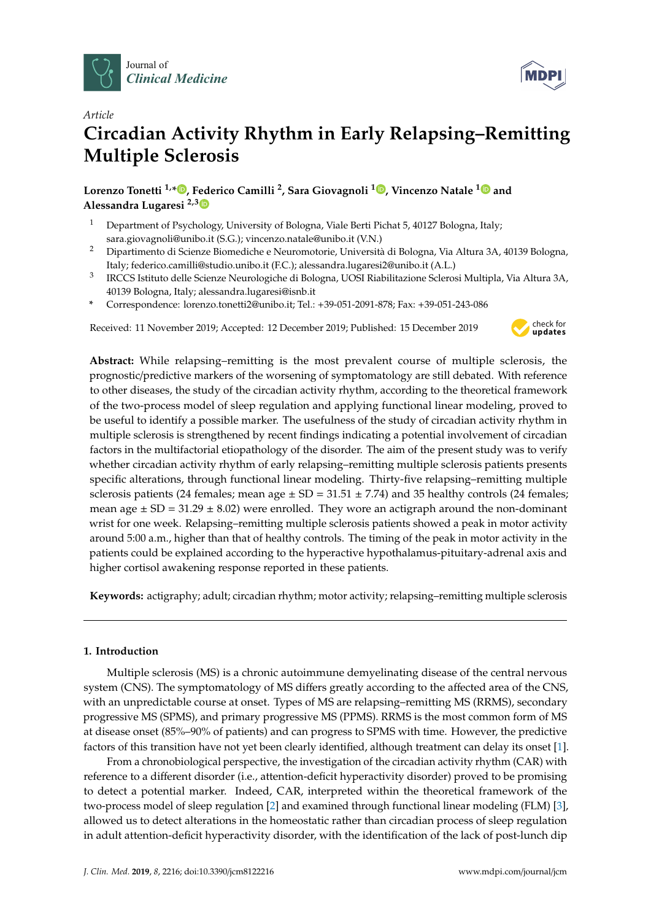Journal of *Clinical Medicine*

*Article*

# Circadian Activity Rhythm in Early Relapsing–Remitting Multiple Sclerosis

**Lorenzo Tonetti [1,*], Federico Camilli [2], Sara Giovagnoli [1], Vincenzo Natale [1] and Alessandra Lugaresi [2,3]**

[1] Department of Psychology, University of Bologna, Viale Berti Pichat 5, 40127 Bologna, Italy; sara.giovagnoli@unibo.it (S.G.); vincenzo.natale@unibo.it (V.N.)

[2] Dipartimento di Scienze Biomediche e Neuromotorie, Università di Bologna, Via Altura 3A, 40139 Bologna, Italy; federico.camilli@studio.unibo.it (F.C.); alessandra.lugaresi2@unibo.it (A.L.)

[3] IRCCS Istituto delle Scienze Neurologiche di Bologna, UOSI Riabilitazione Sclerosi Multipla, Via Altura 3A, 40139 Bologna, Italy; alessandra.lugaresi@isnb.it

\* Correspondence: lorenzo.tonetti2@unibo.it; Tel.: +39-051-2091-878; Fax: +39-051-243-086

Received: 11 November 2019; Accepted: 12 December 2019; Published: 15 December 2019

**Abstract:** While relapsing–remitting is the most prevalent course of multiple sclerosis, the prognostic/predictive markers of the worsening of symptomatology are still debated. With reference to other diseases, the study of the circadian activity rhythm, according to the theoretical framework of the two-process model of sleep regulation and applying functional linear modeling, proved to be useful to identify a possible marker. The usefulness of the study of circadian activity rhythm in multiple sclerosis is strengthened by recent findings indicating a potential involvement of circadian factors in the multifactorial etiopathology of the disorder. The aim of the present study was to verify whether circadian activity rhythm of early relapsing–remitting multiple sclerosis patients presents specific alterations, through functional linear modeling. Thirty-five relapsing–remitting multiple sclerosis patients (24 females; mean age ± SD = 31.51 ± 7.74) and 35 healthy controls (24 females; mean age ± SD = 31.29 ± 8.02) were enrolled. They wore an actigraph around the non-dominant wrist for one week. Relapsing–remitting multiple sclerosis patients showed a peak in motor activity around 5:00 a.m., higher than that of healthy controls. The timing of the peak in motor activity in the patients could be explained according to the hyperactive hypothalamus-pituitary-adrenal axis and higher cortisol awakening response reported in these patients.

**Keywords:** actigraphy; adult; circadian rhythm; motor activity; relapsing–remitting multiple sclerosis

## 1. Introduction

Multiple sclerosis (MS) is a chronic autoimmune demyelinating disease of the central nervous system (CNS). The symptomatology of MS differs greatly according to the affected area of the CNS, with an unpredictable course at onset. Types of MS are relapsing–remitting MS (RRMS), secondary progressive MS (SPMS), and primary progressive MS (PPMS). RRMS is the most common form of MS at disease onset (85%–90% of patients) and can progress to SPMS with time. However, the predictive factors of this transition have not yet been clearly identified, although treatment can delay its onset [1].

From a chronobiological perspective, the investigation of the circadian activity rhythm (CAR) with reference to a different disorder (i.e., attention-deficit hyperactivity disorder) proved to be promising to detect a potential marker. Indeed, CAR, interpreted within the theoretical framework of the two-process model of sleep regulation [2] and examined through functional linear modeling (FLM) [3], allowed us to detect alterations in the homeostatic rather than circadian process of sleep regulation in adult attention-deficit hyperactivity disorder, with the identification of the lack of post-lunch dip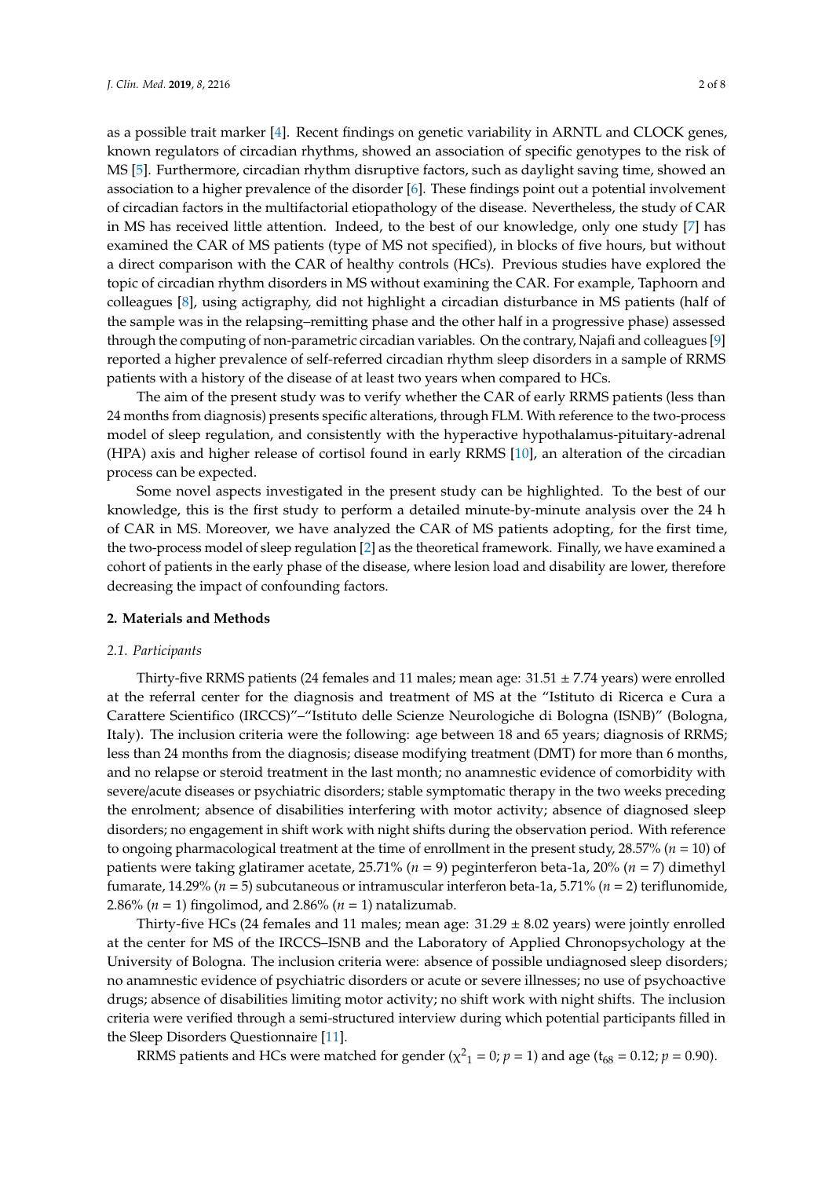as a possible trait marker [4]. Recent findings on genetic variability in ARNTL and CLOCK genes, known regulators of circadian rhythms, showed an association of specific genotypes to the risk of MS [5]. Furthermore, circadian rhythm disruptive factors, such as daylight saving time, showed an association to a higher prevalence of the disorder [6]. These findings point out a potential involvement of circadian factors in the multifactorial etiopathology of the disease. Nevertheless, the study of CAR in MS has received little attention. Indeed, to the best of our knowledge, only one study [7] has examined the CAR of MS patients (type of MS not specified), in blocks of five hours, but without a direct comparison with the CAR of healthy controls (HCs). Previous studies have explored the topic of circadian rhythm disorders in MS without examining the CAR. For example, Taphoorn and colleagues [8], using actigraphy, did not highlight a circadian disturbance in MS patients (half of the sample was in the relapsing–remitting phase and the other half in a progressive phase) assessed through the computing of non-parametric circadian variables. On the contrary, Najafi and colleagues [9] reported a higher prevalence of self-referred circadian rhythm sleep disorders in a sample of RRMS patients with a history of the disease of at least two years when compared to HCs.

The aim of the present study was to verify whether the CAR of early RRMS patients (less than 24 months from diagnosis) presents specific alterations, through FLM. With reference to the two-process model of sleep regulation, and consistently with the hyperactive hypothalamus-pituitary-adrenal (HPA) axis and higher release of cortisol found in early RRMS [10], an alteration of the circadian process can be expected.

Some novel aspects investigated in the present study can be highlighted. To the best of our knowledge, this is the first study to perform a detailed minute-by-minute analysis over the 24 h of CAR in MS. Moreover, we have analyzed the CAR of MS patients adopting, for the first time, the two-process model of sleep regulation [2] as the theoretical framework. Finally, we have examined a cohort of patients in the early phase of the disease, where lesion load and disability are lower, therefore decreasing the impact of confounding factors.

## 2. Materials and Methods

### 2.1. Participants

Thirty-five RRMS patients (24 females and 11 males; mean age: 31.51 ± 7.74 years) were enrolled at the referral center for the diagnosis and treatment of MS at the "Istituto di Ricerca e Cura a Carattere Scientifico (IRCCS)"–"Istituto delle Scienze Neurologiche di Bologna (ISNB)" (Bologna, Italy). The inclusion criteria were the following: age between 18 and 65 years; diagnosis of RRMS; less than 24 months from the diagnosis; disease modifying treatment (DMT) for more than 6 months, and no relapse or steroid treatment in the last month; no anamnestic evidence of comorbidity with severe/acute diseases or psychiatric disorders; stable symptomatic therapy in the two weeks preceding the enrolment; absence of disabilities interfering with motor activity; absence of diagnosed sleep disorders; no engagement in shift work with night shifts during the observation period. With reference to ongoing pharmacological treatment at the time of enrollment in the present study, 28.57% ($n$ = 10) of patients were taking glatiramer acetate, 25.71% ($n$ = 9) peginterferon beta-1a, 20% ($n$ = 7) dimethyl fumarate, 14.29% ($n$ = 5) subcutaneous or intramuscular interferon beta-1a, 5.71% ($n$ = 2) teriflunomide, 2.86% ($n$ = 1) fingolimod, and 2.86% ($n$ = 1) natalizumab.

Thirty-five HCs (24 females and 11 males; mean age: 31.29 ± 8.02 years) were jointly enrolled at the center for MS of the IRCCS–ISNB and the Laboratory of Applied Chronopsychology at the University of Bologna. The inclusion criteria were: absence of possible undiagnosed sleep disorders; no anamnestic evidence of psychiatric disorders or acute or severe illnesses; no use of psychoactive drugs; absence of disabilities limiting motor activity; no shift work with night shifts. The inclusion criteria were verified through a semi-structured interview during which potential participants filled in the Sleep Disorders Questionnaire [11].

RRMS patients and HCs were matched for gender ($\chi^2_1 = 0$; $p = 1$) and age ($t_{68} = 0.12$; $p = 0.90$).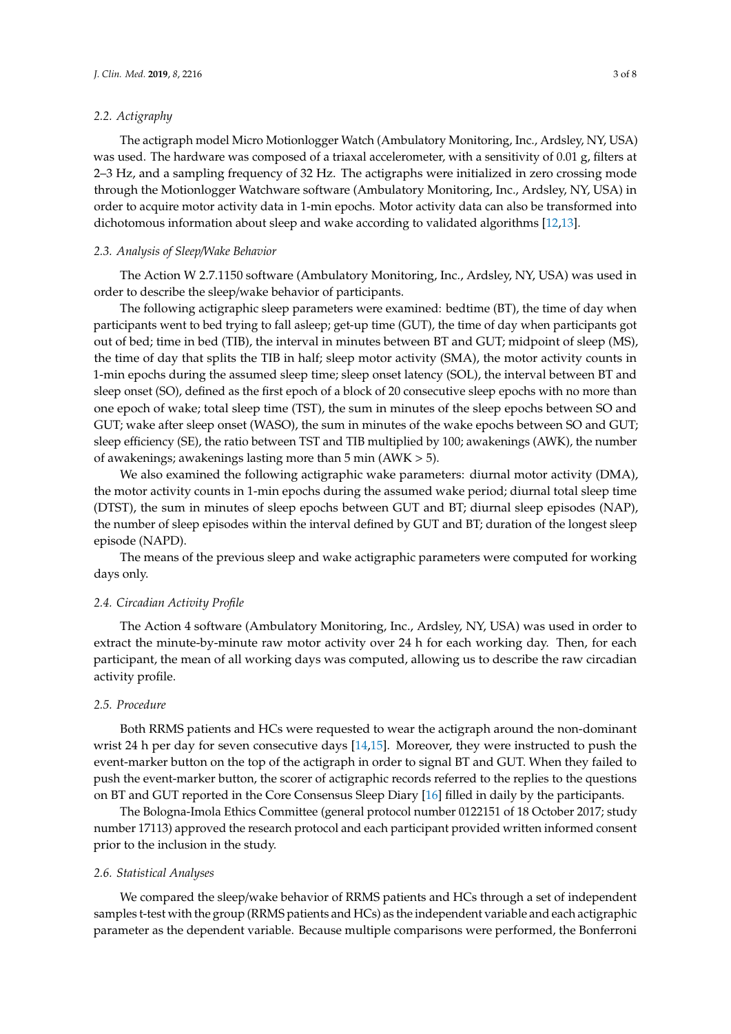### 2.2. Actigraphy

The actigraph model Micro Motionlogger Watch (Ambulatory Monitoring, Inc., Ardsley, NY, USA) was used. The hardware was composed of a triaxal accelerometer, with a sensitivity of 0.01 g, filters at 2–3 Hz, and a sampling frequency of 32 Hz. The actigraphs were initialized in zero crossing mode through the Motionlogger Watchware software (Ambulatory Monitoring, Inc., Ardsley, NY, USA) in order to acquire motor activity data in 1-min epochs. Motor activity data can also be transformed into dichotomous information about sleep and wake according to validated algorithms [12,13].

### 2.3. Analysis of Sleep/Wake Behavior

The Action W 2.7.1150 software (Ambulatory Monitoring, Inc., Ardsley, NY, USA) was used in order to describe the sleep/wake behavior of participants.

The following actigraphic sleep parameters were examined: bedtime (BT), the time of day when participants went to bed trying to fall asleep; get-up time (GUT), the time of day when participants got out of bed; time in bed (TIB), the interval in minutes between BT and GUT; midpoint of sleep (MS), the time of day that splits the TIB in half; sleep motor activity (SMA), the motor activity counts in 1-min epochs during the assumed sleep time; sleep onset latency (SOL), the interval between BT and sleep onset (SO), defined as the first epoch of a block of 20 consecutive sleep epochs with no more than one epoch of wake; total sleep time (TST), the sum in minutes of the sleep epochs between SO and GUT; wake after sleep onset (WASO), the sum in minutes of the wake epochs between SO and GUT; sleep efficiency (SE), the ratio between TST and TIB multiplied by 100; awakenings (AWK), the number of awakenings; awakenings lasting more than 5 min (AWK > 5).

We also examined the following actigraphic wake parameters: diurnal motor activity (DMA), the motor activity counts in 1-min epochs during the assumed wake period; diurnal total sleep time (DTST), the sum in minutes of sleep epochs between GUT and BT; diurnal sleep episodes (NAP), the number of sleep episodes within the interval defined by GUT and BT; duration of the longest sleep episode (NAPD).

The means of the previous sleep and wake actigraphic parameters were computed for working days only.

### 2.4. Circadian Activity Profile

The Action 4 software (Ambulatory Monitoring, Inc., Ardsley, NY, USA) was used in order to extract the minute-by-minute raw motor activity over 24 h for each working day. Then, for each participant, the mean of all working days was computed, allowing us to describe the raw circadian activity profile.

### 2.5. Procedure

Both RRMS patients and HCs were requested to wear the actigraph around the non-dominant wrist 24 h per day for seven consecutive days [14,15]. Moreover, they were instructed to push the event-marker button on the top of the actigraph in order to signal BT and GUT. When they failed to push the event-marker button, the scorer of actigraphic records referred to the replies to the questions on BT and GUT reported in the Core Consensus Sleep Diary [16] filled in daily by the participants.

The Bologna-Imola Ethics Committee (general protocol number 0122151 of 18 October 2017; study number 17113) approved the research protocol and each participant provided written informed consent prior to the inclusion in the study.

### 2.6. Statistical Analyses

We compared the sleep/wake behavior of RRMS patients and HCs through a set of independent samples t-test with the group (RRMS patients and HCs) as the independent variable and each actigraphic parameter as the dependent variable. Because multiple comparisons were performed, the Bonferroni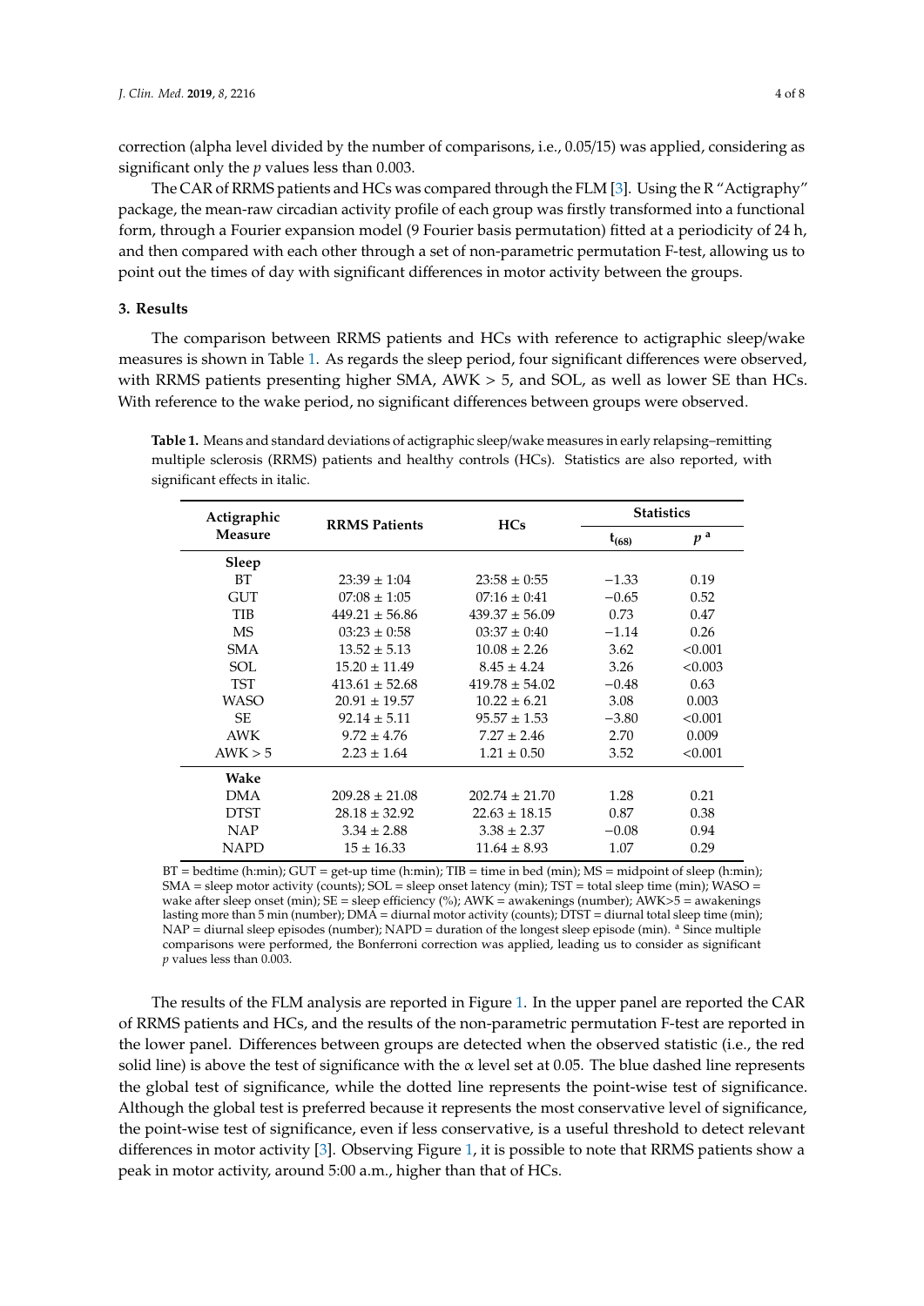correction (alpha level divided by the number of comparisons, i.e., 0.05/15) was applied, considering as significant only the *p* values less than 0.003.

The CAR of RRMS patients and HCs was compared through the FLM [3]. Using the R "Actigraphy" package, the mean-raw circadian activity profile of each group was firstly transformed into a functional form, through a Fourier expansion model (9 Fourier basis permutation) fitted at a periodicity of 24 h, and then compared with each other through a set of non-parametric permutation F-test, allowing us to point out the times of day with significant differences in motor activity between the groups.

## 3. Results

The comparison between RRMS patients and HCs with reference to actigraphic sleep/wake measures is shown in Table 1. As regards the sleep period, four significant differences were observed, with RRMS patients presenting higher SMA, AWK > 5, and SOL, as well as lower SE than HCs. With reference to the wake period, no significant differences between groups were observed.

**Table 1.** Means and standard deviations of actigraphic sleep/wake measures in early relapsing–remitting multiple sclerosis (RRMS) patients and healthy controls (HCs). Statistics are also reported, with significant effects in italic.

| Actigraphic Measure | RRMS Patients | HCs | Statistics | |
|---|---|---|---|---|
| | | | $t_{(68)}$ | $p$ [a] |
| **Sleep** | | | | |
| BT | 23:39 ± 1:04 | 23:58 ± 0:55 | −1.33 | 0.19 |
| GUT | 07:08 ± 1:05 | 07:16 ± 0:41 | −0.65 | 0.52 |
| TIB | 449.21 ± 56.86 | 439.37 ± 56.09 | 0.73 | 0.47 |
| MS | 03:23 ± 0:58 | 03:37 ± 0:40 | −1.14 | 0.26 |
| SMA | 13.52 ± 5.13 | 10.08 ± 2.26 | 3.62 | <0.001 |
| SOL | 15.20 ± 11.49 | 8.45 ± 4.24 | 3.26 | <0.003 |
| TST | 413.61 ± 52.68 | 419.78 ± 54.02 | −0.48 | 0.63 |
| WASO | 20.91 ± 19.57 | 10.22 ± 6.21 | 3.08 | 0.003 |
| SE | 92.14 ± 5.11 | 95.57 ± 1.53 | −3.80 | <0.001 |
| AWK | 9.72 ± 4.76 | 7.27 ± 2.46 | 2.70 | 0.009 |
| AWK > 5 | 2.23 ± 1.64 | 1.21 ± 0.50 | 3.52 | <0.001 |
| **Wake** | | | | |
| DMA | 209.28 ± 21.08 | 202.74 ± 21.70 | 1.28 | 0.21 |
| DTST | 28.18 ± 32.92 | 22.63 ± 18.15 | 0.87 | 0.38 |
| NAP | 3.34 ± 2.88 | 3.38 ± 2.37 | −0.08 | 0.94 |
| NAPD | 15 ± 16.33 | 11.64 ± 8.93 | 1.07 | 0.29 |

BT = bedtime (h:min); GUT = get-up time (h:min); TIB = time in bed (min); MS = midpoint of sleep (h:min); SMA = sleep motor activity (counts); SOL = sleep onset latency (min); TST = total sleep time (min); WASO = wake after sleep onset (min); SE = sleep efficiency (%); AWK = awakenings (number); AWK>5 = awakenings lasting more than 5 min (number); DMA = diurnal motor activity (counts); DTST = diurnal total sleep time (min); NAP = diurnal sleep episodes (number); NAPD = duration of the longest sleep episode (min). [a] Since multiple comparisons were performed, the Bonferroni correction was applied, leading us to consider as significant *p* values less than 0.003.

The results of the FLM analysis are reported in Figure 1. In the upper panel are reported the CAR of RRMS patients and HCs, and the results of the non-parametric permutation F-test are reported in the lower panel. Differences between groups are detected when the observed statistic (i.e., the red solid line) is above the test of significance with the $\alpha$ level set at 0.05. The blue dashed line represents the global test of significance, while the dotted line represents the point-wise test of significance. Although the global test is preferred because it represents the most conservative level of significance, the point-wise test of significance, even if less conservative, is a useful threshold to detect relevant differences in motor activity [3]. Observing Figure 1, it is possible to note that RRMS patients show a peak in motor activity, around 5:00 a.m., higher than that of HCs.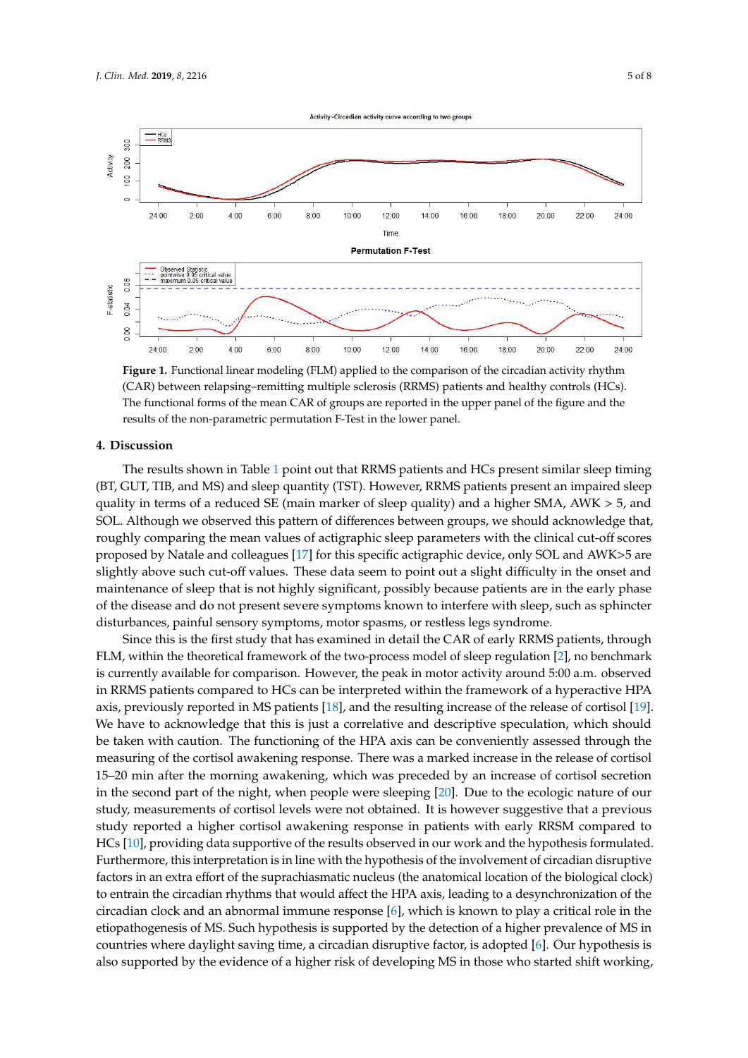**Figure 1.** Functional linear modeling (FLM) applied to the comparison of the circadian activity rhythm (CAR) between relapsing–remitting multiple sclerosis (RRMS) patients and healthy controls (HCs). The functional forms of the mean CAR of groups are reported in the upper panel of the figure and the results of the non-parametric permutation F-Test in the lower panel.

## 4. Discussion

The results shown in Table 1 point out that RRMS patients and HCs present similar sleep timing (BT, GUT, TIB, and MS) and sleep quantity (TST). However, RRMS patients present an impaired sleep quality in terms of a reduced SE (main marker of sleep quality) and a higher SMA, AWK > 5, and SOL. Although we observed this pattern of differences between groups, we should acknowledge that, roughly comparing the mean values of actigraphic sleep parameters with the clinical cut-off scores proposed by Natale and colleagues [17] for this specific actigraphic device, only SOL and AWK>5 are slightly above such cut-off values. These data seem to point out a slight difficulty in the onset and maintenance of sleep that is not highly significant, possibly because patients are in the early phase of the disease and do not present severe symptoms known to interfere with sleep, such as sphincter disturbances, painful sensory symptoms, motor spasms, or restless legs syndrome.

Since this is the first study that has examined in detail the CAR of early RRMS patients, through FLM, within the theoretical framework of the two-process model of sleep regulation [2], no benchmark is currently available for comparison. However, the peak in motor activity around 5:00 a.m. observed in RRMS patients compared to HCs can be interpreted within the framework of a hyperactive HPA axis, previously reported in MS patients [18], and the resulting increase of the release of cortisol [19]. We have to acknowledge that this is just a correlative and descriptive speculation, which should be taken with caution. The functioning of the HPA axis can be conveniently assessed through the measuring of the cortisol awakening response. There was a marked increase in the release of cortisol 15–20 min after the morning awakening, which was preceded by an increase of cortisol secretion in the second part of the night, when people were sleeping [20]. Due to the ecologic nature of our study, measurements of cortisol levels were not obtained. It is however suggestive that a previous study reported a higher cortisol awakening response in patients with early RRSM compared to HCs [10], providing data supportive of the results observed in our work and the hypothesis formulated. Furthermore, this interpretation is in line with the hypothesis of the involvement of circadian disruptive factors in an extra effort of the suprachiasmatic nucleus (the anatomical location of the biological clock) to entrain the circadian rhythms that would affect the HPA axis, leading to a desynchronization of the circadian clock and an abnormal immune response [6], which is known to play a critical role in the etiopathogenesis of MS. Such hypothesis is supported by the detection of a higher prevalence of MS in countries where daylight saving time, a circadian disruptive factor, is adopted [6]. Our hypothesis is also supported by the evidence of a higher risk of developing MS in those who started shift working,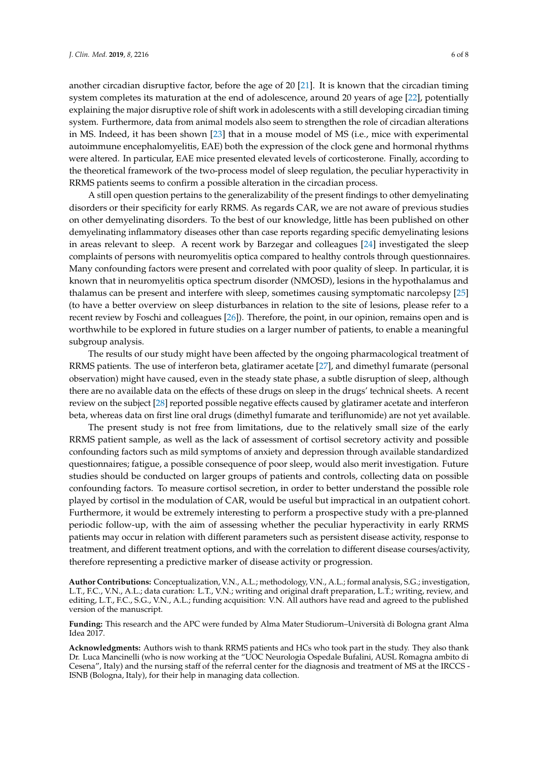another circadian disruptive factor, before the age of 20 [21]. It is known that the circadian timing system completes its maturation at the end of adolescence, around 20 years of age [22], potentially explaining the major disruptive role of shift work in adolescents with a still developing circadian timing system. Furthermore, data from animal models also seem to strengthen the role of circadian alterations in MS. Indeed, it has been shown [23] that in a mouse model of MS (i.e., mice with experimental autoimmune encephalomyelitis, EAE) both the expression of the clock gene and hormonal rhythms were altered. In particular, EAE mice presented elevated levels of corticosterone. Finally, according to the theoretical framework of the two-process model of sleep regulation, the peculiar hyperactivity in RRMS patients seems to confirm a possible alteration in the circadian process.

A still open question pertains to the generalizability of the present findings to other demyelinating disorders or their specificity for early RRMS. As regards CAR, we are not aware of previous studies on other demyelinating disorders. To the best of our knowledge, little has been published on other demyelinating inflammatory diseases other than case reports regarding specific demyelinating lesions in areas relevant to sleep. A recent work by Barzegar and colleagues [24] investigated the sleep complaints of persons with neuromyelitis optica compared to healthy controls through questionnaires. Many confounding factors were present and correlated with poor quality of sleep. In particular, it is known that in neuromyelitis optica spectrum disorder (NMOSD), lesions in the hypothalamus and thalamus can be present and interfere with sleep, sometimes causing symptomatic narcolepsy [25] (to have a better overview on sleep disturbances in relation to the site of lesions, please refer to a recent review by Foschi and colleagues [26]). Therefore, the point, in our opinion, remains open and is worthwhile to be explored in future studies on a larger number of patients, to enable a meaningful subgroup analysis.

The results of our study might have been affected by the ongoing pharmacological treatment of RRMS patients. The use of interferon beta, glatiramer acetate [27], and dimethyl fumarate (personal observation) might have caused, even in the steady state phase, a subtle disruption of sleep, although there are no available data on the effects of these drugs on sleep in the drugs' technical sheets. A recent review on the subject [28] reported possible negative effects caused by glatiramer acetate and interferon beta, whereas data on first line oral drugs (dimethyl fumarate and teriflunomide) are not yet available.

The present study is not free from limitations, due to the relatively small size of the early RRMS patient sample, as well as the lack of assessment of cortisol secretory activity and possible confounding factors such as mild symptoms of anxiety and depression through available standardized questionnaires; fatigue, a possible consequence of poor sleep, would also merit investigation. Future studies should be conducted on larger groups of patients and controls, collecting data on possible confounding factors. To measure cortisol secretion, in order to better understand the possible role played by cortisol in the modulation of CAR, would be useful but impractical in an outpatient cohort. Furthermore, it would be extremely interesting to perform a prospective study with a pre-planned periodic follow-up, with the aim of assessing whether the peculiar hyperactivity in early RRMS patients may occur in relation with different parameters such as persistent disease activity, response to treatment, and different treatment options, and with the correlation to different disease courses/activity, therefore representing a predictive marker of disease activity or progression.

**Author Contributions:** Conceptualization, V.N., A.L.; methodology, V.N., A.L.; formal analysis, S.G.; investigation, L.T., F.C., V.N., A.L.; data curation: L.T., V.N.; writing and original draft preparation, L.T.; writing, review, and editing, L.T., F.C., S.G., V.N., A.L.; funding acquisition: V.N. All authors have read and agreed to the published version of the manuscript.

**Funding:** This research and the APC were funded by Alma Mater Studiorum–Università di Bologna grant Alma Idea 2017.

**Acknowledgments:** Authors wish to thank RRMS patients and HCs who took part in the study. They also thank Dr. Luca Mancinelli (who is now working at the "UOC Neurologia Ospedale Bufalini, AUSL Romagna ambito di Cesena", Italy) and the nursing staff of the referral center for the diagnosis and treatment of MS at the IRCCS - ISNB (Bologna, Italy), for their help in managing data collection.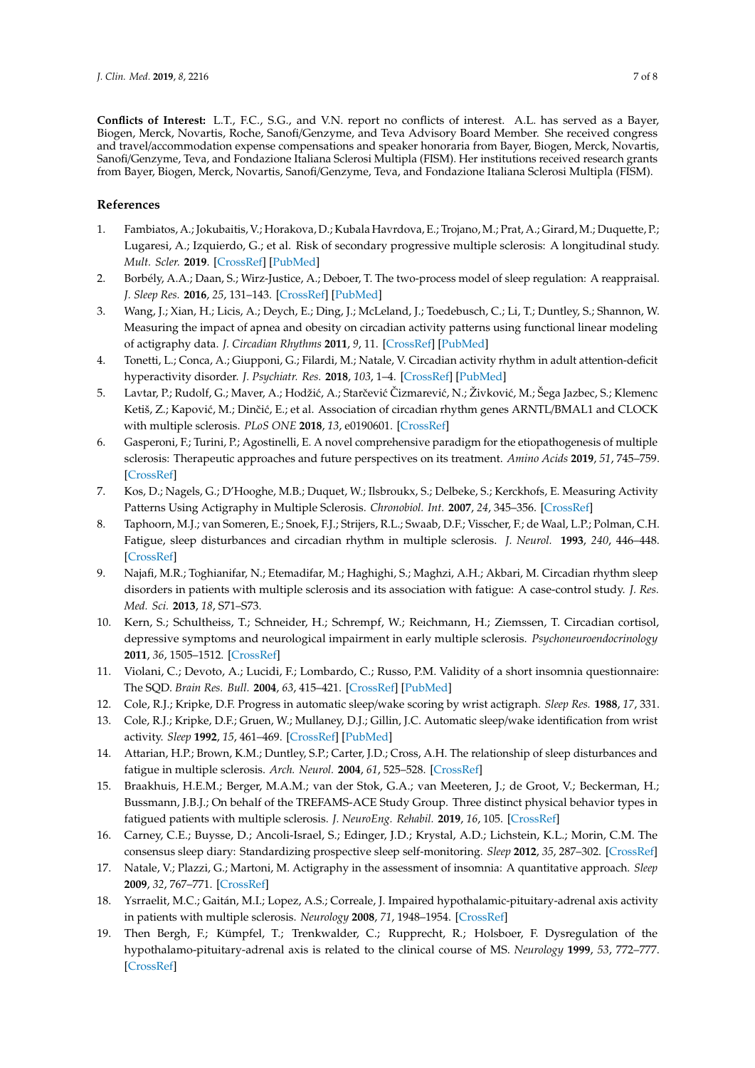**Conflicts of Interest:** L.T., F.C., S.G., and V.N. report no conflicts of interest. A.L. has served as a Bayer, Biogen, Merck, Novartis, Roche, Sanofi/Genzyme, and Teva Advisory Board Member. She received congress and travel/accommodation expense compensations and speaker honoraria from Bayer, Biogen, Merck, Novartis, Sanofi/Genzyme, Teva, and Fondazione Italiana Sclerosi Multipla (FISM). Her institutions received research grants from Bayer, Biogen, Merck, Novartis, Sanofi/Genzyme, Teva, and Fondazione Italiana Sclerosi Multipla (FISM).

## References

1. Fambiatos, A.; Jokubaitis, V.; Horakova, D.; Kubala Havrdova, E.; Trojano, M.; Prat, A.; Girard, M.; Duquette, P.; Lugaresi, A.; Izquierdo, G.; et al. Risk of secondary progressive multiple sclerosis: A longitudinal study. *Mult. Scler.* **2019**. [CrossRef] [PubMed]
2. Borbély, A.A.; Daan, S.; Wirz-Justice, A.; Deboer, T. The two-process model of sleep regulation: A reappraisal. *J. Sleep Res.* **2016**, *25*, 131–143. [CrossRef] [PubMed]
3. Wang, J.; Xian, H.; Licis, A.; Deych, E.; Ding, J.; McLeland, J.; Toedebusch, C.; Li, T.; Duntley, S.; Shannon, W. Measuring the impact of apnea and obesity on circadian activity patterns using functional linear modeling of actigraphy data. *J. Circadian Rhythms* **2011**, *9*, 11. [CrossRef] [PubMed]
4. Tonetti, L.; Conca, A.; Giupponi, G.; Filardi, M.; Natale, V. Circadian activity rhythm in adult attention-deficit hyperactivity disorder. *J. Psychiatr. Res.* **2018**, *103*, 1–4. [CrossRef] [PubMed]
5. Lavtar, P.; Rudolf, G.; Maver, A.; Hodžić, A.; Starčević Čizmarević, N.; Živković, M.; Šega Jazbec, S.; Klemenc Ketiš, Z.; Kapović, M.; Dinčić, E.; et al. Association of circadian rhythm genes ARNTL/BMAL1 and CLOCK with multiple sclerosis. *PLoS ONE* **2018**, *13*, e0190601. [CrossRef]
6. Gasperoni, F.; Turini, P.; Agostinelli, E. A novel comprehensive paradigm for the etiopathogenesis of multiple sclerosis: Therapeutic approaches and future perspectives on its treatment. *Amino Acids* **2019**, *51*, 745–759. [CrossRef]
7. Kos, D.; Nagels, G.; D'Hooghe, M.B.; Duquet, W.; Ilsbroukx, S.; Delbeke, S.; Kerckhofs, E. Measuring Activity Patterns Using Actigraphy in Multiple Sclerosis. *Chronobiol. Int.* **2007**, *24*, 345–356. [CrossRef]
8. Taphoorn, M.J.; van Someren, E.; Snoek, F.J.; Strijers, R.L.; Swaab, D.F.; Visscher, F.; de Waal, L.P.; Polman, C.H. Fatigue, sleep disturbances and circadian rhythm in multiple sclerosis. *J. Neurol.* **1993**, *240*, 446–448. [CrossRef]
9. Najafi, M.R.; Toghianifar, N.; Etemadifar, M.; Haghighi, S.; Maghzi, A.H.; Akbari, M. Circadian rhythm sleep disorders in patients with multiple sclerosis and its association with fatigue: A case-control study. *J. Res. Med. Sci.* **2013**, *18*, S71–S73.
10. Kern, S.; Schultheiss, T.; Schneider, H.; Schrempf, W.; Reichmann, H.; Ziemssen, T. Circadian cortisol, depressive symptoms and neurological impairment in early multiple sclerosis. *Psychoneuroendocrinology* **2011**, *36*, 1505–1512. [CrossRef]
11. Violani, C.; Devoto, A.; Lucidi, F.; Lombardo, C.; Russo, P.M. Validity of a short insomnia questionnaire: The SQD. *Brain Res. Bull.* **2004**, *63*, 415–421. [CrossRef] [PubMed]
12. Cole, R.J.; Kripke, D.F. Progress in automatic sleep/wake scoring by wrist actigraph. *Sleep Res.* **1988**, *17*, 331.
13. Cole, R.J.; Kripke, D.F.; Gruen, W.; Mullaney, D.J.; Gillin, J.C. Automatic sleep/wake identification from wrist activity. *Sleep* **1992**, *15*, 461–469. [CrossRef] [PubMed]
14. Attarian, H.P.; Brown, K.M.; Duntley, S.P.; Carter, J.D.; Cross, A.H. The relationship of sleep disturbances and fatigue in multiple sclerosis. *Arch. Neurol.* **2004**, *61*, 525–528. [CrossRef]
15. Braakhuis, H.E.M.; Berger, M.A.M.; van der Stok, G.A.; van Meeteren, J.; de Groot, V.; Beckerman, H.; Bussmann, J.B.J.; On behalf of the TREFAMS-ACE Study Group. Three distinct physical behavior types in fatigued patients with multiple sclerosis. *J. NeuroEng. Rehabil.* **2019**, *16*, 105. [CrossRef]
16. Carney, C.E.; Buysse, D.; Ancoli-Israel, S.; Edinger, J.D.; Krystal, A.D.; Lichstein, K.L.; Morin, C.M. The consensus sleep diary: Standardizing prospective sleep self-monitoring. *Sleep* **2012**, *35*, 287–302. [CrossRef]
17. Natale, V.; Plazzi, G.; Martoni, M. Actigraphy in the assessment of insomnia: A quantitative approach. *Sleep* **2009**, *32*, 767–771. [CrossRef]
18. Ysrraelit, M.C.; Gaitán, M.I.; Lopez, A.S.; Correale, J. Impaired hypothalamic-pituitary-adrenal axis activity in patients with multiple sclerosis. *Neurology* **2008**, *71*, 1948–1954. [CrossRef]
19. Then Bergh, F.; Kümpfel, T.; Trenkwalder, C.; Rupprecht, R.; Holsboer, F. Dysregulation of the hypothalamo-pituitary-adrenal axis is related to the clinical course of MS. *Neurology* **1999**, *53*, 772–777. [CrossRef]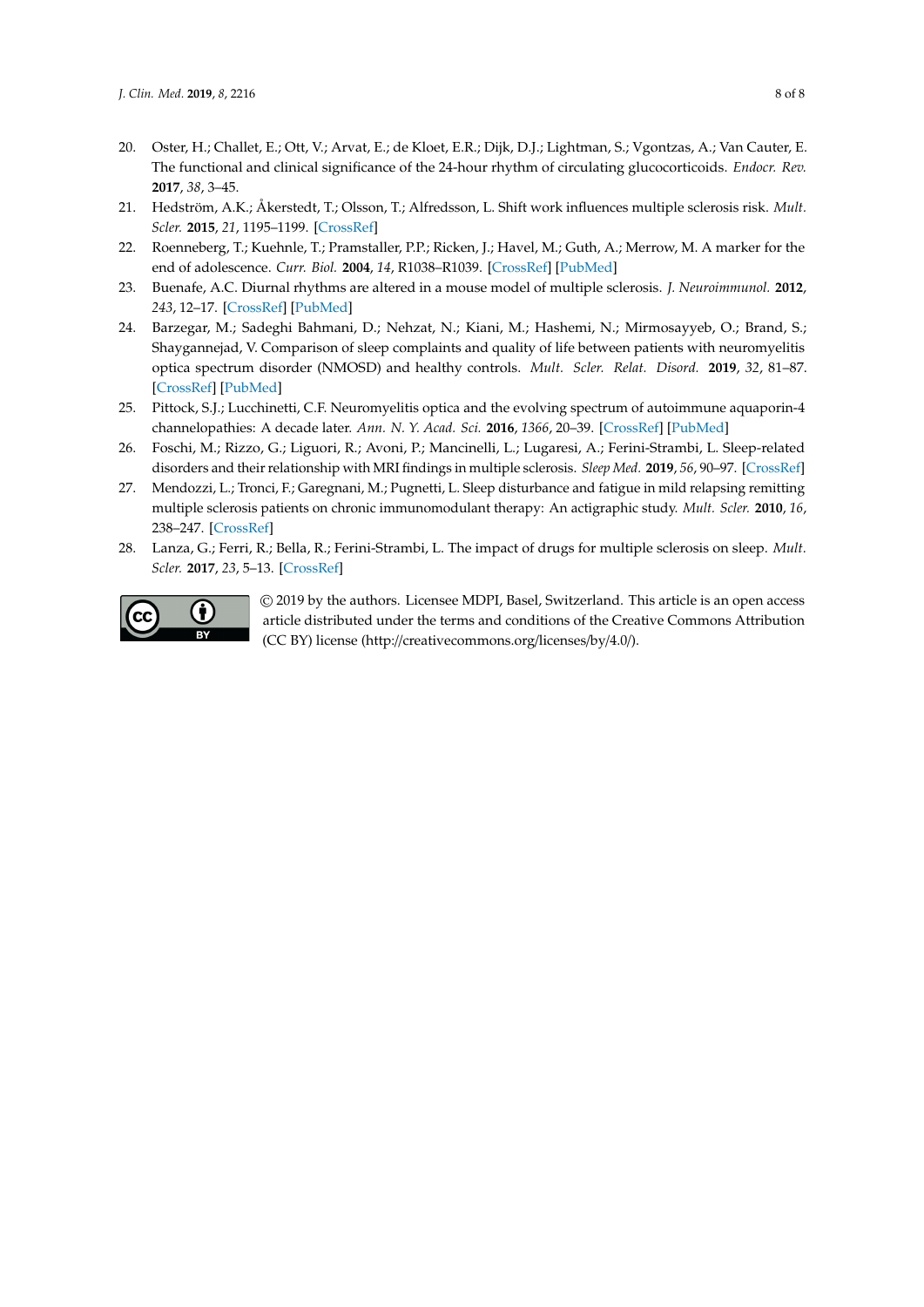20. Oster, H.; Challet, E.; Ott, V.; Arvat, E.; de Kloet, E.R.; Dijk, D.J.; Lightman, S.; Vgontzas, A.; Van Cauter, E. The functional and clinical significance of the 24-hour rhythm of circulating glucocorticoids. *Endocr. Rev.* **2017**, *38*, 3–45.
21. Hedström, A.K.; Åkerstedt, T.; Olsson, T.; Alfredsson, L. Shift work influences multiple sclerosis risk. *Mult. Scler.* **2015**, *21*, 1195–1199. [CrossRef]
22. Roenneberg, T.; Kuehnle, T.; Pramstaller, P.P.; Ricken, J.; Havel, M.; Guth, A.; Merrow, M. A marker for the end of adolescence. *Curr. Biol.* **2004**, *14*, R1038–R1039. [CrossRef] [PubMed]
23. Buenafe, A.C. Diurnal rhythms are altered in a mouse model of multiple sclerosis. *J. Neuroimmunol.* **2012**, *243*, 12–17. [CrossRef] [PubMed]
24. Barzegar, M.; Sadeghi Bahmani, D.; Nehzat, N.; Kiani, M.; Hashemi, N.; Mirmosayyeb, O.; Brand, S.; Shaygannejad, V. Comparison of sleep complaints and quality of life between patients with neuromyelitis optica spectrum disorder (NMOSD) and healthy controls. *Mult. Scler. Relat. Disord.* **2019**, *32*, 81–87. [CrossRef] [PubMed]
25. Pittock, S.J.; Lucchinetti, C.F. Neuromyelitis optica and the evolving spectrum of autoimmune aquaporin-4 channelopathies: A decade later. *Ann. N. Y. Acad. Sci.* **2016**, *1366*, 20–39. [CrossRef] [PubMed]
26. Foschi, M.; Rizzo, G.; Liguori, R.; Avoni, P.; Mancinelli, L.; Lugaresi, A.; Ferini-Strambi, L. Sleep-related disorders and their relationship with MRI findings in multiple sclerosis. *Sleep Med.* **2019**, *56*, 90–97. [CrossRef]
27. Mendozzi, L.; Tronci, F.; Garegnani, M.; Pugnetti, L. Sleep disturbance and fatigue in mild relapsing remitting multiple sclerosis patients on chronic immunomodulant therapy: An actigraphic study. *Mult. Scler.* **2010**, *16*, 238–247. [CrossRef]
28. Lanza, G.; Ferri, R.; Bella, R.; Ferini-Strambi, L. The impact of drugs for multiple sclerosis on sleep. *Mult. Scler.* **2017**, *23*, 5–13. [CrossRef]

© 2019 by the authors. Licensee MDPI, Basel, Switzerland. This article is an open access article distributed under the terms and conditions of the Creative Commons Attribution (CC BY) license (http://creativecommons.org/licenses/by/4.0/).